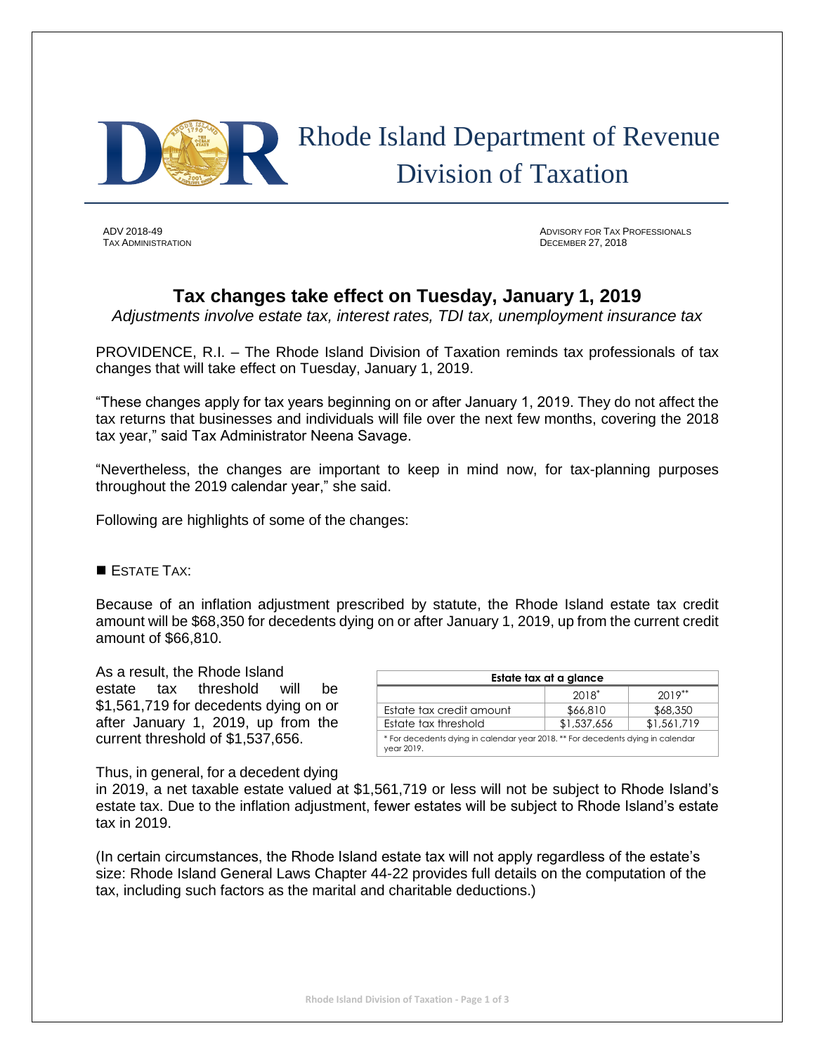# Rhode Island Department of Revenue Division of Taxation

ADV 2018-49
TAX ADMINISTRATION

ADVISORY FOR TAX PROFESSIONALS
DECEMBER 27, 2018

## Tax changes take effect on Tuesday, January 1, 2019

*Adjustments involve estate tax, interest rates, TDI tax, unemployment insurance tax*

PROVIDENCE, R.I. – The Rhode Island Division of Taxation reminds tax professionals of tax changes that will take effect on Tuesday, January 1, 2019.

"These changes apply for tax years beginning on or after January 1, 2019. They do not affect the tax returns that businesses and individuals will file over the next few months, covering the 2018 tax year," said Tax Administrator Neena Savage.

"Nevertheless, the changes are important to keep in mind now, for tax-planning purposes throughout the 2019 calendar year," she said.

Following are highlights of some of the changes:

■ ESTATE TAX:

Because of an inflation adjustment prescribed by statute, the Rhode Island estate tax credit amount will be $68,350 for decedents dying on or after January 1, 2019, up from the current credit amount of $66,810.

As a result, the Rhode Island estate tax threshold will be $1,561,719 for decedents dying on or after January 1, 2019, up from the current threshold of $1,537,656.

**Estate tax at a glance**

| | 2018* | 2019** |
|---|---|---|
| Estate tax credit amount | $66,810 | $68,350 |
| Estate tax threshold | $1,537,656 | $1,561,719 |

\* For decedents dying in calendar year 2018. ** For decedents dying in calendar year 2019.

Thus, in general, for a decedent dying in 2019, a net taxable estate valued at $1,561,719 or less will not be subject to Rhode Island's estate tax. Due to the inflation adjustment, fewer estates will be subject to Rhode Island's estate tax in 2019.

(In certain circumstances, the Rhode Island estate tax will not apply regardless of the estate's size: Rhode Island General Laws Chapter 44-22 provides full details on the computation of the tax, including such factors as the marital and charitable deductions.)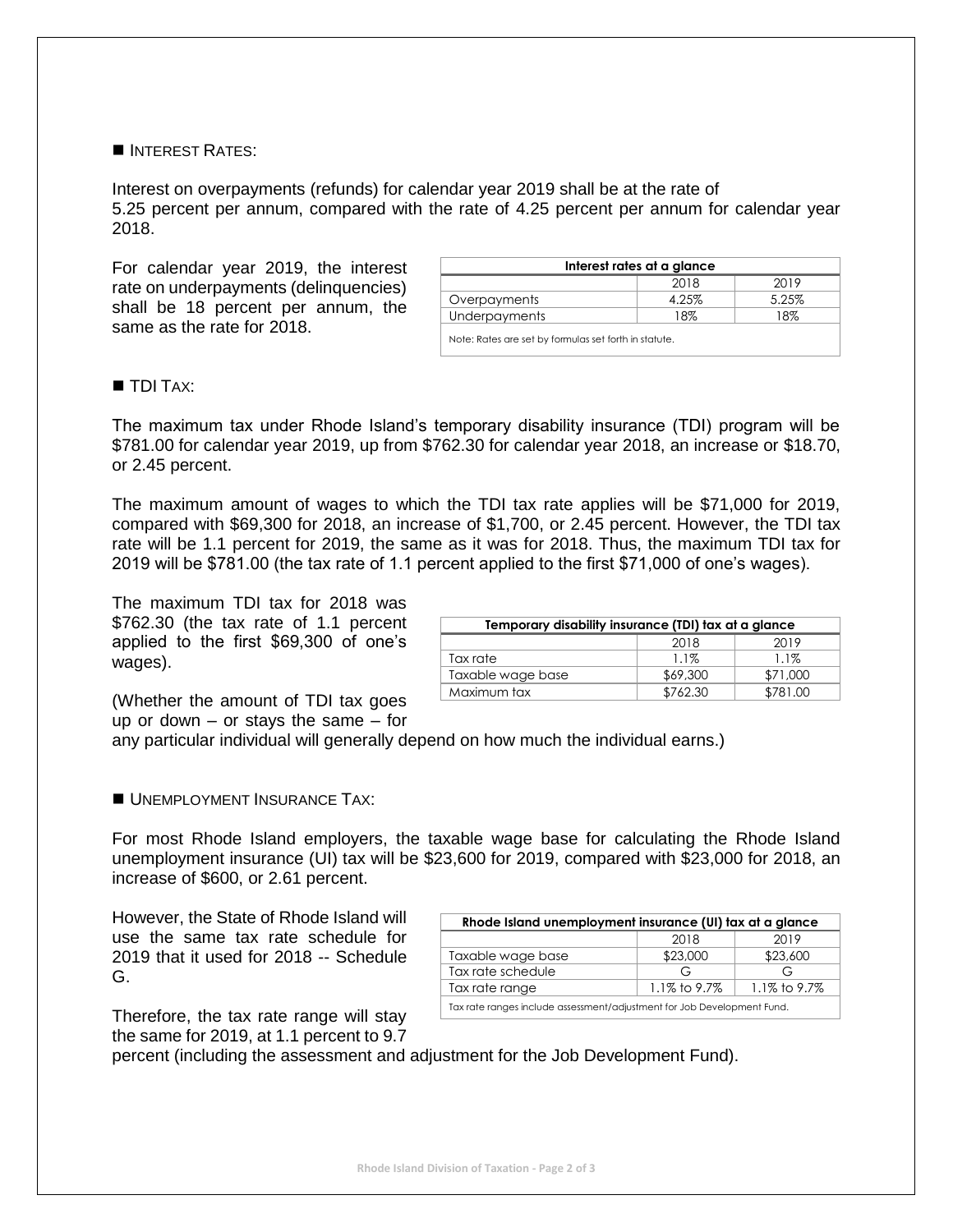## ■ INTEREST RATES:

Interest on overpayments (refunds) for calendar year 2019 shall be at the rate of 5.25 percent per annum, compared with the rate of 4.25 percent per annum for calendar year 2018.

For calendar year 2019, the interest rate on underpayments (delinquencies) shall be 18 percent per annum, the same as the rate for 2018.

| Interest rates at a glance | | |
|---|---|---|
| | 2018 | 2019 |
| Overpayments | 4.25% | 5.25% |
| Underpayments | 18% | 18% |
| Note: Rates are set by formulas set forth in statute. | | |

## ■ TDI TAX:

The maximum tax under Rhode Island's temporary disability insurance (TDI) program will be $781.00 for calendar year 2019, up from $762.30 for calendar year 2018, an increase or $18.70, or 2.45 percent.

The maximum amount of wages to which the TDI tax rate applies will be $71,000 for 2019, compared with $69,300 for 2018, an increase of $1,700, or 2.45 percent. However, the TDI tax rate will be 1.1 percent for 2019, the same as it was for 2018. Thus, the maximum TDI tax for 2019 will be $781.00 (the tax rate of 1.1 percent applied to the first $71,000 of one's wages).

The maximum TDI tax for 2018 was $762.30 (the tax rate of 1.1 percent applied to the first $69,300 of one's wages).

| Temporary disability insurance (TDI) tax at a glance | | |
|---|---|---|
| | 2018 | 2019 |
| Tax rate | 1.1% | 1.1% |
| Taxable wage base | $69,300 | $71,000 |
| Maximum tax | $762.30 | $781.00 |

(Whether the amount of TDI tax goes up or down – or stays the same – for any particular individual will generally depend on how much the individual earns.)

## ■ UNEMPLOYMENT INSURANCE TAX:

For most Rhode Island employers, the taxable wage base for calculating the Rhode Island unemployment insurance (UI) tax will be $23,600 for 2019, compared with $23,000 for 2018, an increase of $600, or 2.61 percent.

However, the State of Rhode Island will use the same tax rate schedule for 2019 that it used for 2018 -- Schedule G.

| Rhode Island unemployment insurance (UI) tax at a glance | | |
|---|---|---|
| | 2018 | 2019 |
| Taxable wage base | $23,000 | $23,600 |
| Tax rate schedule | G | G |
| Tax rate range | 1.1% to 9.7% | 1.1% to 9.7% |
| Tax rate ranges include assessment/adjustment for Job Development Fund. | | |

Therefore, the tax rate range will stay the same for 2019, at 1.1 percent to 9.7 percent (including the assessment and adjustment for the Job Development Fund).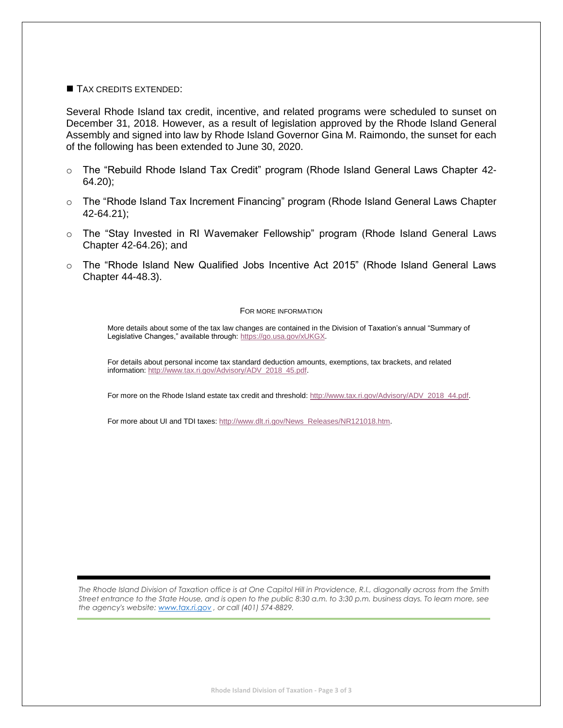## ■ TAX CREDITS EXTENDED:

Several Rhode Island tax credit, incentive, and related programs were scheduled to sunset on December 31, 2018. However, as a result of legislation approved by the Rhode Island General Assembly and signed into law by Rhode Island Governor Gina M. Raimondo, the sunset for each of the following has been extended to June 30, 2020.

- The "Rebuild Rhode Island Tax Credit" program (Rhode Island General Laws Chapter 42-64.20);
- The "Rhode Island Tax Increment Financing" program (Rhode Island General Laws Chapter 42-64.21);
- The "Stay Invested in RI Wavemaker Fellowship" program (Rhode Island General Laws Chapter 42-64.26); and
- The "Rhode Island New Qualified Jobs Incentive Act 2015" (Rhode Island General Laws Chapter 44-48.3).

### FOR MORE INFORMATION

More details about some of the tax law changes are contained in the Division of Taxation's annual "Summary of Legislative Changes," available through: https://go.usa.gov/xUKGX.

For details about personal income tax standard deduction amounts, exemptions, tax brackets, and related information: http://www.tax.ri.gov/Advisory/ADV_2018_45.pdf.

For more on the Rhode Island estate tax credit and threshold: http://www.tax.ri.gov/Advisory/ADV_2018_44.pdf.

For more about UI and TDI taxes: http://www.dlt.ri.gov/News_Releases/NR121018.htm.

---

*The Rhode Island Division of Taxation office is at One Capitol Hill in Providence, R.I., diagonally across from the Smith Street entrance to the State House, and is open to the public 8:30 a.m. to 3:30 p.m. business days. To learn more, see the agency's website: www.tax.ri.gov , or call (401) 574-8829.*